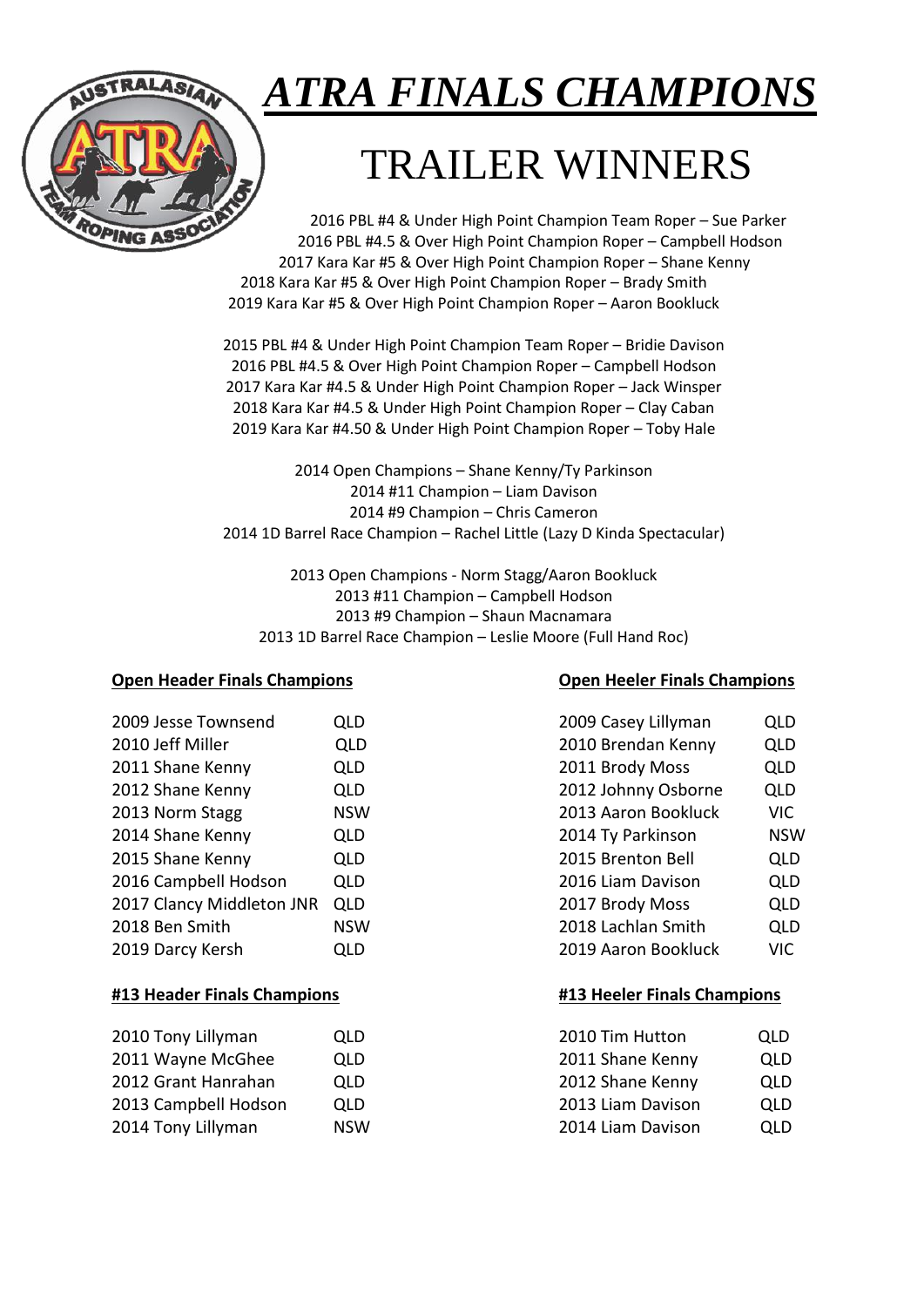# ATRA FINALS CHAMPIONS

## TRAILER WINNERS

2016 PBL #4 & Under High Point Champion Team Roper – Sue Parker
2016 PBL #4.5 & Over High Point Champion Roper – Campbell Hodson
2017 Kara Kar #5 & Over High Point Champion Roper – Shane Kenny
2018 Kara Kar #5 & Over High Point Champion Roper – Brady Smith
2019 Kara Kar #5 & Over High Point Champion Roper – Aaron Bookluck

2015 PBL #4 & Under High Point Champion Team Roper – Bridie Davison
2016 PBL #4.5 & Over High Point Champion Roper – Campbell Hodson
2017 Kara Kar #4.5 & Under High Point Champion Roper – Jack Winsper
2018 Kara Kar #4.5 & Under High Point Champion Roper – Clay Caban
2019 Kara Kar #4.50 & Under High Point Champion Roper – Toby Hale

2014 Open Champions – Shane Kenny/Ty Parkinson
2014 #11 Champion – Liam Davison
2014 #9 Champion – Chris Cameron
2014 1D Barrel Race Champion – Rachel Little (Lazy D Kinda Spectacular)

2013 Open Champions - Norm Stagg/Aaron Bookluck
2013 #11 Champion – Campbell Hodson
2013 #9 Champion – Shaun Macnamara
2013 1D Barrel Race Champion – Leslie Moore (Full Hand Roc)

**Open Header Finals Champions**

| | |
|---|---|
| 2009 Jesse Townsend | QLD |
| 2010 Jeff Miller | QLD |
| 2011 Shane Kenny | QLD |
| 2012 Shane Kenny | QLD |
| 2013 Norm Stagg | NSW |
| 2014 Shane Kenny | QLD |
| 2015 Shane Kenny | QLD |
| 2016 Campbell Hodson | QLD |
| 2017 Clancy Middleton JNR | QLD |
| 2018 Ben Smith | NSW |
| 2019 Darcy Kersh | QLD |

**Open Heeler Finals Champions**

| | |
|---|---|
| 2009 Casey Lillyman | QLD |
| 2010 Brendan Kenny | QLD |
| 2011 Brody Moss | QLD |
| 2012 Johnny Osborne | QLD |
| 2013 Aaron Bookluck | VIC |
| 2014 Ty Parkinson | NSW |
| 2015 Brenton Bell | QLD |
| 2016 Liam Davison | QLD |
| 2017 Brody Moss | QLD |
| 2018 Lachlan Smith | QLD |
| 2019 Aaron Bookluck | VIC |

**#13 Header Finals Champions**

| | |
|---|---|
| 2010 Tony Lillyman | QLD |
| 2011 Wayne McGhee | QLD |
| 2012 Grant Hanrahan | QLD |
| 2013 Campbell Hodson | QLD |
| 2014 Tony Lillyman | NSW |

**#13 Heeler Finals Champions**

| | |
|---|---|
| 2010 Tim Hutton | QLD |
| 2011 Shane Kenny | QLD |
| 2012 Shane Kenny | QLD |
| 2013 Liam Davison | QLD |
| 2014 Liam Davison | QLD |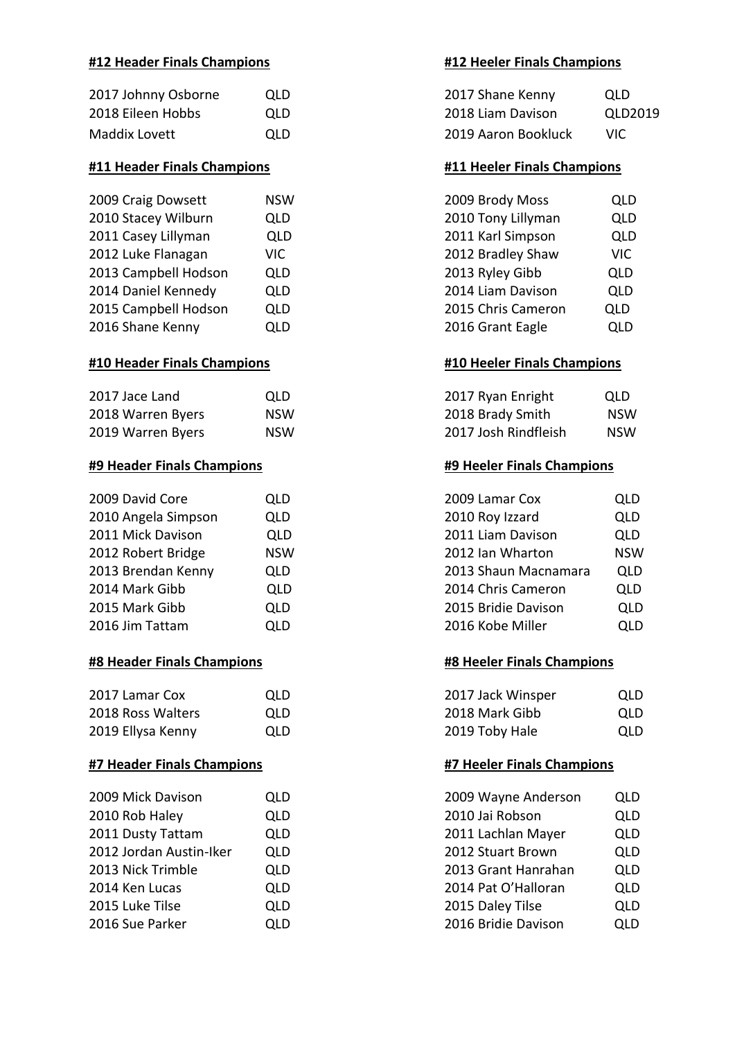**#12 Header Finals Champions**

| | |
|---|---|
| 2017 Johnny Osborne | QLD |
| 2018 Eileen Hobbs | QLD |
| Maddix Lovett | QLD |

**#12 Heeler Finals Champions**

| | |
|---|---|
| 2017 Shane Kenny | QLD |
| 2018 Liam Davison | QLD2019 |
| 2019 Aaron Bookluck | VIC |

**#11 Header Finals Champions**

| | |
|---|---|
| 2009 Craig Dowsett | NSW |
| 2010 Stacey Wilburn | QLD |
| 2011 Casey Lillyman | QLD |
| 2012 Luke Flanagan | VIC |
| 2013 Campbell Hodson | QLD |
| 2014 Daniel Kennedy | QLD |
| 2015 Campbell Hodson | QLD |
| 2016 Shane Kenny | QLD |

**#11 Heeler Finals Champions**

| | |
|---|---|
| 2009 Brody Moss | QLD |
| 2010 Tony Lillyman | QLD |
| 2011 Karl Simpson | QLD |
| 2012 Bradley Shaw | VIC |
| 2013 Ryley Gibb | QLD |
| 2014 Liam Davison | QLD |
| 2015 Chris Cameron | QLD |
| 2016 Grant Eagle | QLD |

**#10 Header Finals Champions**

| | |
|---|---|
| 2017 Jace Land | QLD |
| 2018 Warren Byers | NSW |
| 2019 Warren Byers | NSW |

**#10 Heeler Finals Champions**

| | |
|---|---|
| 2017 Ryan Enright | QLD |
| 2018 Brady Smith | NSW |
| 2017 Josh Rindfleish | NSW |

**#9 Header Finals Champions**

| | |
|---|---|
| 2009 David Core | QLD |
| 2010 Angela Simpson | QLD |
| 2011 Mick Davison | QLD |
| 2012 Robert Bridge | NSW |
| 2013 Brendan Kenny | QLD |
| 2014 Mark Gibb | QLD |
| 2015 Mark Gibb | QLD |
| 2016 Jim Tattam | QLD |

**#9 Heeler Finals Champions**

| | |
|---|---|
| 2009 Lamar Cox | QLD |
| 2010 Roy Izzard | QLD |
| 2011 Liam Davison | QLD |
| 2012 Ian Wharton | NSW |
| 2013 Shaun Macnamara | QLD |
| 2014 Chris Cameron | QLD |
| 2015 Bridie Davison | QLD |
| 2016 Kobe Miller | QLD |

**#8 Header Finals Champions**

| | |
|---|---|
| 2017 Lamar Cox | QLD |
| 2018 Ross Walters | QLD |
| 2019 Ellysa Kenny | QLD |

**#8 Heeler Finals Champions**

| | |
|---|---|
| 2017 Jack Winsper | QLD |
| 2018 Mark Gibb | QLD |
| 2019 Toby Hale | QLD |

**#7 Header Finals Champions**

| | |
|---|---|
| 2009 Mick Davison | QLD |
| 2010 Rob Haley | QLD |
| 2011 Dusty Tattam | QLD |
| 2012 Jordan Austin-Iker | QLD |
| 2013 Nick Trimble | QLD |
| 2014 Ken Lucas | QLD |
| 2015 Luke Tilse | QLD |
| 2016 Sue Parker | QLD |

**#7 Heeler Finals Champions**

| | |
|---|---|
| 2009 Wayne Anderson | QLD |
| 2010 Jai Robson | QLD |
| 2011 Lachlan Mayer | QLD |
| 2012 Stuart Brown | QLD |
| 2013 Grant Hanrahan | QLD |
| 2014 Pat O'Halloran | QLD |
| 2015 Daley Tilse | QLD |
| 2016 Bridie Davison | QLD |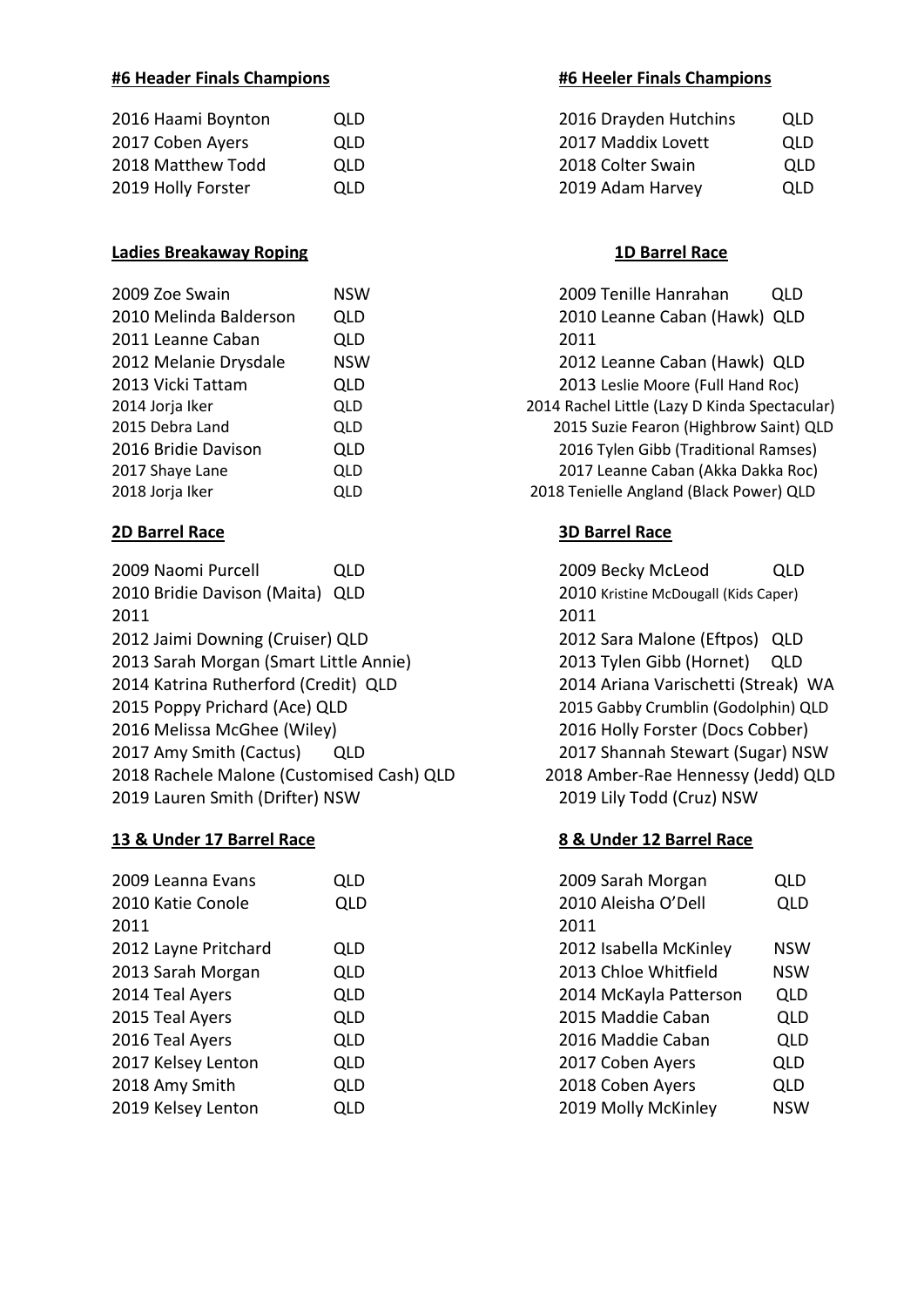**#6 Header Finals Champions**

2016 Haami Boynton QLD
2017 Coben Ayers QLD
2018 Matthew Todd QLD
2019 Holly Forster QLD

**#6 Heeler Finals Champions**

2016 Drayden Hutchins QLD
2017 Maddix Lovett QLD
2018 Colter Swain QLD
2019 Adam Harvey QLD

**Ladies Breakaway Roping**

2009 Zoe Swain NSW
2010 Melinda Balderson QLD
2011 Leanne Caban QLD
2012 Melanie Drysdale NSW
2013 Vicki Tattam QLD
2014 Jorja Iker QLD
2015 Debra Land QLD
2016 Bridie Davison QLD
2017 Shaye Lane QLD
2018 Jorja Iker QLD

**1D Barrel Race**

2009 Tenille Hanrahan QLD
2010 Leanne Caban (Hawk) QLD
2011
2012 Leanne Caban (Hawk) QLD
2013 Leslie Moore (Full Hand Roc)
2014 Rachel Little (Lazy D Kinda Spectacular)
2015 Suzie Fearon (Highbrow Saint) QLD
2016 Tylen Gibb (Traditional Ramses)
2017 Leanne Caban (Akka Dakka Roc)
2018 Tenielle Angland (Black Power) QLD

**2D Barrel Race**

2009 Naomi Purcell QLD
2010 Bridie Davison (Maita) QLD
2011
2012 Jaimi Downing (Cruiser) QLD
2013 Sarah Morgan (Smart Little Annie)
2014 Katrina Rutherford (Credit) QLD
2015 Poppy Prichard (Ace) QLD
2016 Melissa McGhee (Wiley)
2017 Amy Smith (Cactus) QLD
2018 Rachele Malone (Customised Cash) QLD
2019 Lauren Smith (Drifter) NSW

**3D Barrel Race**

2009 Becky McLeod QLD
2010 Kristine McDougall (Kids Caper)
2011
2012 Sara Malone (Eftpos) QLD
2013 Tylen Gibb (Hornet) QLD
2014 Ariana Varischetti (Streak) WA
2015 Gabby Crumblin (Godolphin) QLD
2016 Holly Forster (Docs Cobber)
2017 Shannah Stewart (Sugar) NSW
2018 Amber-Rae Hennessy (Jedd) QLD
2019 Lily Todd (Cruz) NSW

**13 & Under 17 Barrel Race**

2009 Leanna Evans QLD
2010 Katie Conole QLD
2011
2012 Layne Pritchard QLD
2013 Sarah Morgan QLD
2014 Teal Ayers QLD
2015 Teal Ayers QLD
2016 Teal Ayers QLD
2017 Kelsey Lenton QLD
2018 Amy Smith QLD
2019 Kelsey Lenton QLD

**8 & Under 12 Barrel Race**

2009 Sarah Morgan QLD
2010 Aleisha O'Dell QLD
2011
2012 Isabella McKinley NSW
2013 Chloe Whitfield NSW
2014 McKayla Patterson QLD
2015 Maddie Caban QLD
2016 Maddie Caban QLD
2017 Coben Ayers QLD
2018 Coben Ayers QLD
2019 Molly McKinley NSW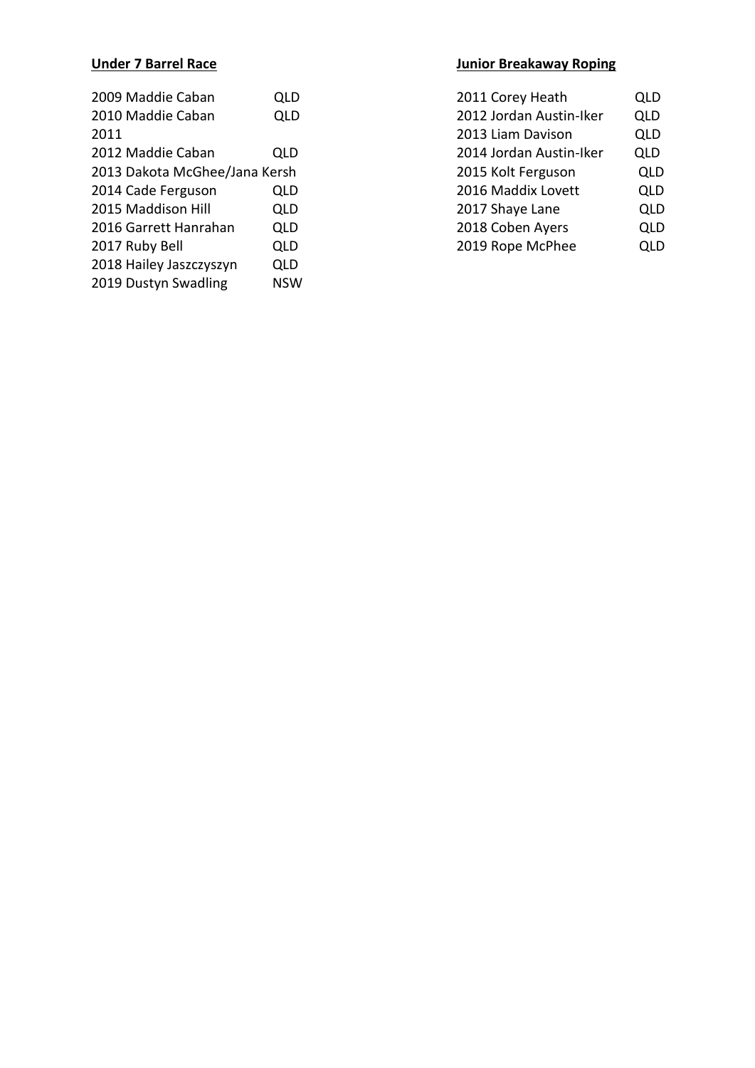**Under 7 Barrel Race**

| | | |
|---|---|---|
| 2009 | Maddie Caban | QLD |
| 2010 | Maddie Caban | QLD |
| 2011 | | |
| 2012 | Maddie Caban | QLD |
| 2013 | Dakota McGhee/Jana Kersh | |
| 2014 | Cade Ferguson | QLD |
| 2015 | Maddison Hill | QLD |
| 2016 | Garrett Hanrahan | QLD |
| 2017 | Ruby Bell | QLD |
| 2018 | Hailey Jaszczyszyn | QLD |
| 2019 | Dustyn Swadling | NSW |

**Junior Breakaway Roping**

| | | |
|---|---|---|
| 2011 | Corey Heath | QLD |
| 2012 | Jordan Austin-Iker | QLD |
| 2013 | Liam Davison | QLD |
| 2014 | Jordan Austin-Iker | QLD |
| 2015 | Kolt Ferguson | QLD |
| 2016 | Maddix Lovett | QLD |
| 2017 | Shaye Lane | QLD |
| 2018 | Coben Ayers | QLD |
| 2019 | Rope McPhee | QLD |